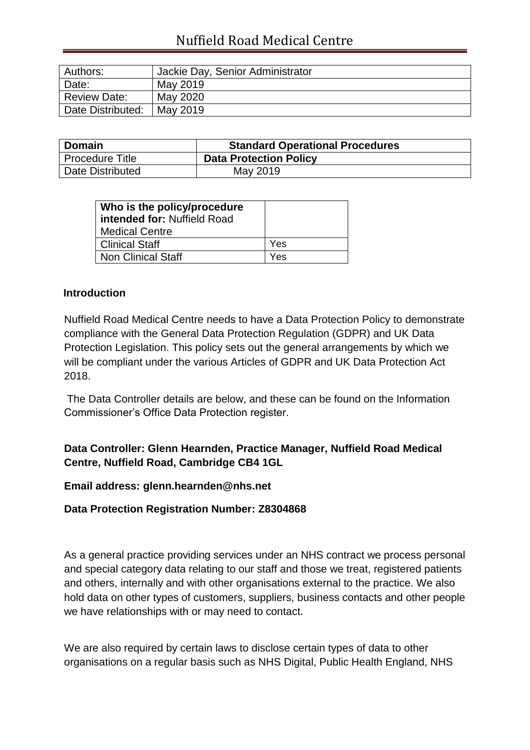# Nuffield Road Medical Centre

| Authors: | Jackie Day, Senior Administrator |
|---|---|
| Date: | May 2019 |
| Review Date: | May 2020 |
| Date Distributed: | May 2019 |

| **Domain** | **Standard Operational Procedures** |
|---|---|
| Procedure Title | **Data Protection Policy** |
| Date Distributed | May 2019 |

| **Who is the policy/procedure intended for:** Nuffield Road Medical Centre | |
|---|---|
| Clinical Staff | Yes |
| Non Clinical Staff | Yes |

## Introduction

Nuffield Road Medical Centre needs to have a Data Protection Policy to demonstrate compliance with the General Data Protection Regulation (GDPR) and UK Data Protection Legislation. This policy sets out the general arrangements by which we will be compliant under the various Articles of GDPR and UK Data Protection Act 2018.

The Data Controller details are below, and these can be found on the Information Commissioner's Office Data Protection register.

**Data Controller: Glenn Hearnden, Practice Manager, Nuffield Road Medical Centre, Nuffield Road, Cambridge CB4 1GL**

**Email address: glenn.hearnden@nhs.net**

**Data Protection Registration Number: Z8304868**

As a general practice providing services under an NHS contract we process personal and special category data relating to our staff and those we treat, registered patients and others, internally and with other organisations external to the practice. We also hold data on other types of customers, suppliers, business contacts and other people we have relationships with or may need to contact.

We are also required by certain laws to disclose certain types of data to other organisations on a regular basis such as NHS Digital, Public Health England, NHS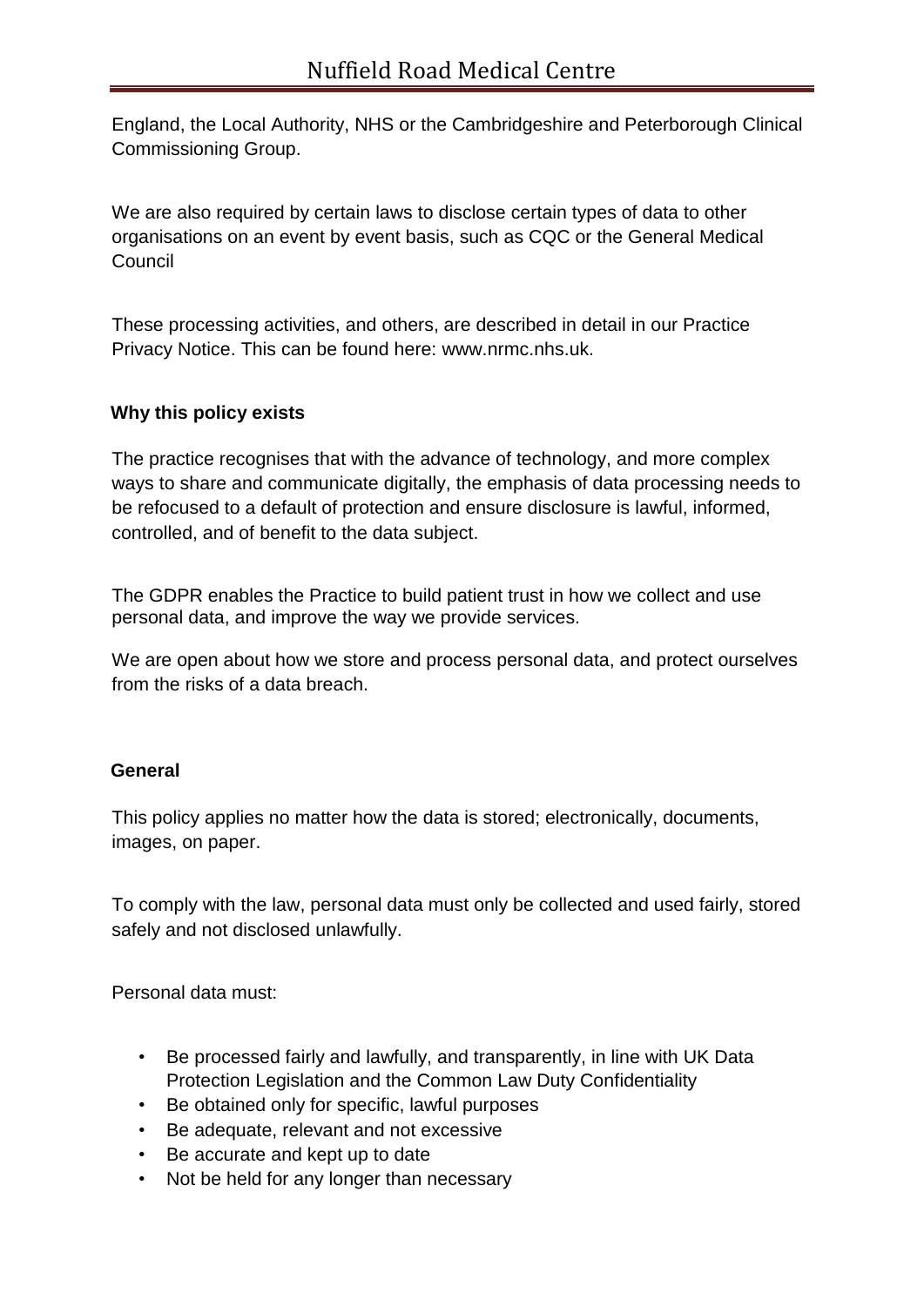England, the Local Authority, NHS or the Cambridgeshire and Peterborough Clinical Commissioning Group.

We are also required by certain laws to disclose certain types of data to other organisations on an event by event basis, such as CQC or the General Medical Council

These processing activities, and others, are described in detail in our Practice Privacy Notice. This can be found here: www.nrmc.nhs.uk.

**Why this policy exists**

The practice recognises that with the advance of technology, and more complex ways to share and communicate digitally, the emphasis of data processing needs to be refocused to a default of protection and ensure disclosure is lawful, informed, controlled, and of benefit to the data subject.

The GDPR enables the Practice to build patient trust in how we collect and use personal data, and improve the way we provide services.

We are open about how we store and process personal data, and protect ourselves from the risks of a data breach.

**General**

This policy applies no matter how the data is stored; electronically, documents, images, on paper.

To comply with the law, personal data must only be collected and used fairly, stored safely and not disclosed unlawfully.

Personal data must:

- Be processed fairly and lawfully, and transparently, in line with UK Data Protection Legislation and the Common Law Duty Confidentiality
- Be obtained only for specific, lawful purposes
- Be adequate, relevant and not excessive
- Be accurate and kept up to date
- Not be held for any longer than necessary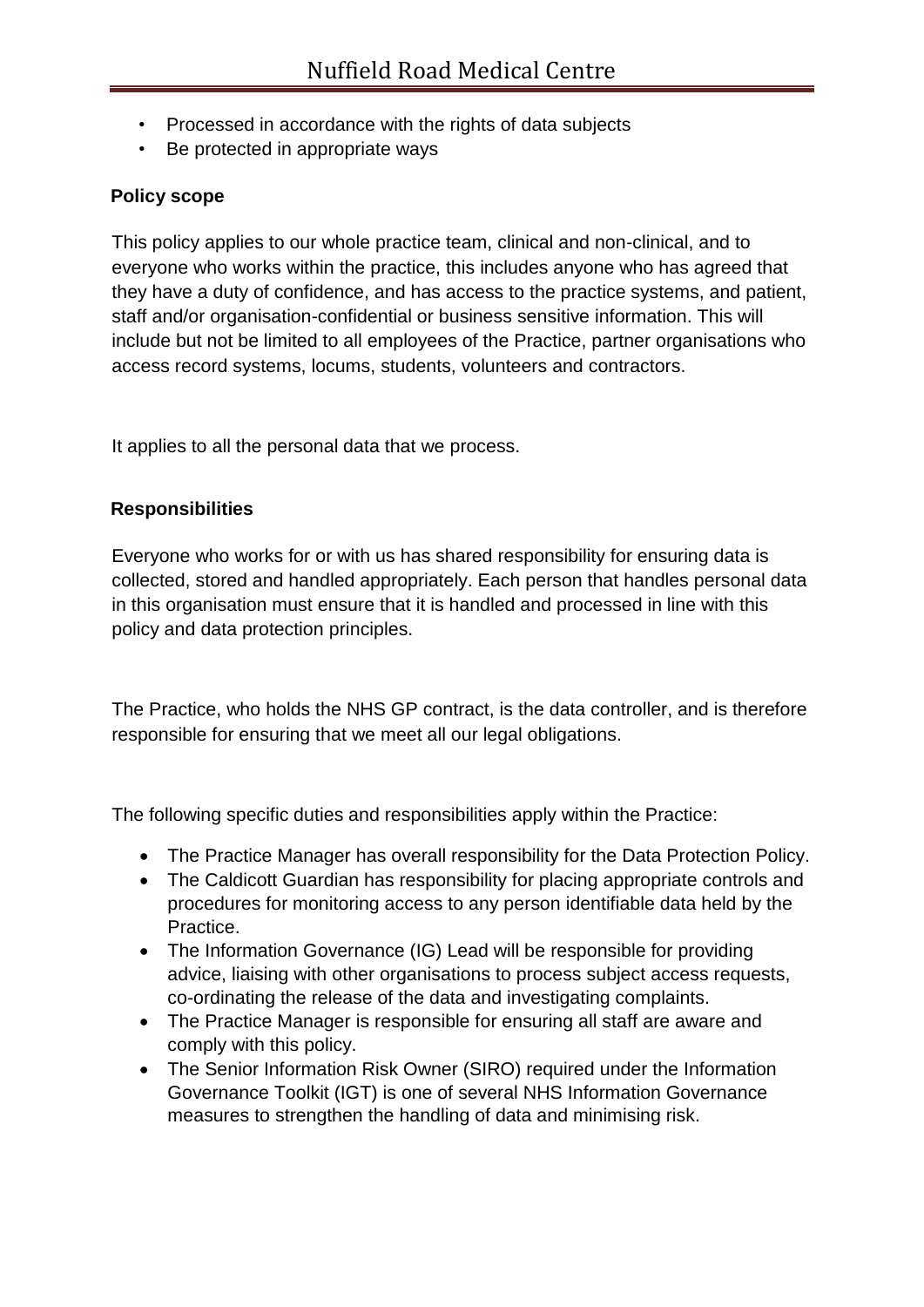- Processed in accordance with the rights of data subjects
- Be protected in appropriate ways

**Policy scope**

This policy applies to our whole practice team, clinical and non-clinical, and to everyone who works within the practice, this includes anyone who has agreed that they have a duty of confidence, and has access to the practice systems, and patient, staff and/or organisation-confidential or business sensitive information. This will include but not be limited to all employees of the Practice, partner organisations who access record systems, locums, students, volunteers and contractors.

It applies to all the personal data that we process.

**Responsibilities**

Everyone who works for or with us has shared responsibility for ensuring data is collected, stored and handled appropriately. Each person that handles personal data in this organisation must ensure that it is handled and processed in line with this policy and data protection principles.

The Practice, who holds the NHS GP contract, is the data controller, and is therefore responsible for ensuring that we meet all our legal obligations.

The following specific duties and responsibilities apply within the Practice:

- The Practice Manager has overall responsibility for the Data Protection Policy.
- The Caldicott Guardian has responsibility for placing appropriate controls and procedures for monitoring access to any person identifiable data held by the Practice.
- The Information Governance (IG) Lead will be responsible for providing advice, liaising with other organisations to process subject access requests, co-ordinating the release of the data and investigating complaints.
- The Practice Manager is responsible for ensuring all staff are aware and comply with this policy.
- The Senior Information Risk Owner (SIRO) required under the Information Governance Toolkit (IGT) is one of several NHS Information Governance measures to strengthen the handling of data and minimising risk.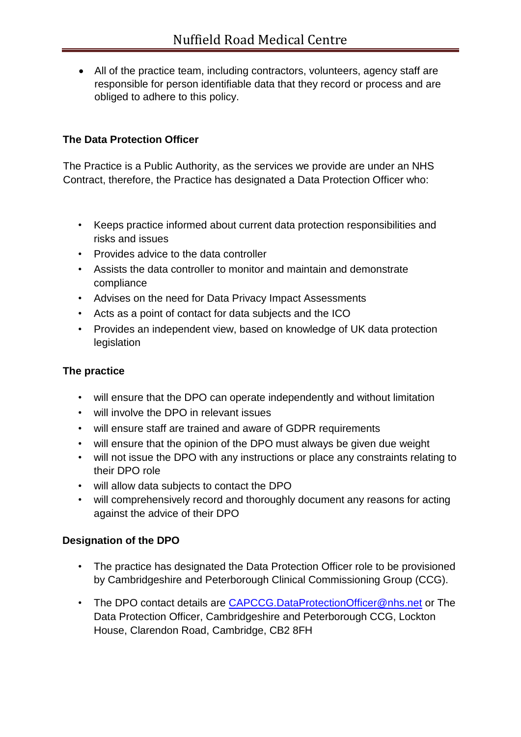- All of the practice team, including contractors, volunteers, agency staff are responsible for person identifiable data that they record or process and are obliged to adhere to this policy.

**The Data Protection Officer**

The Practice is a Public Authority, as the services we provide are under an NHS Contract, therefore, the Practice has designated a Data Protection Officer who:

- Keeps practice informed about current data protection responsibilities and risks and issues
- Provides advice to the data controller
- Assists the data controller to monitor and maintain and demonstrate compliance
- Advises on the need for Data Privacy Impact Assessments
- Acts as a point of contact for data subjects and the ICO
- Provides an independent view, based on knowledge of UK data protection legislation

**The practice**

- will ensure that the DPO can operate independently and without limitation
- will involve the DPO in relevant issues
- will ensure staff are trained and aware of GDPR requirements
- will ensure that the opinion of the DPO must always be given due weight
- will not issue the DPO with any instructions or place any constraints relating to their DPO role
- will allow data subjects to contact the DPO
- will comprehensively record and thoroughly document any reasons for acting against the advice of their DPO

**Designation of the DPO**

- The practice has designated the Data Protection Officer role to be provisioned by Cambridgeshire and Peterborough Clinical Commissioning Group (CCG).
- The DPO contact details are CAPCCG.DataProtectionOfficer@nhs.net or The Data Protection Officer, Cambridgeshire and Peterborough CCG, Lockton House, Clarendon Road, Cambridge, CB2 8FH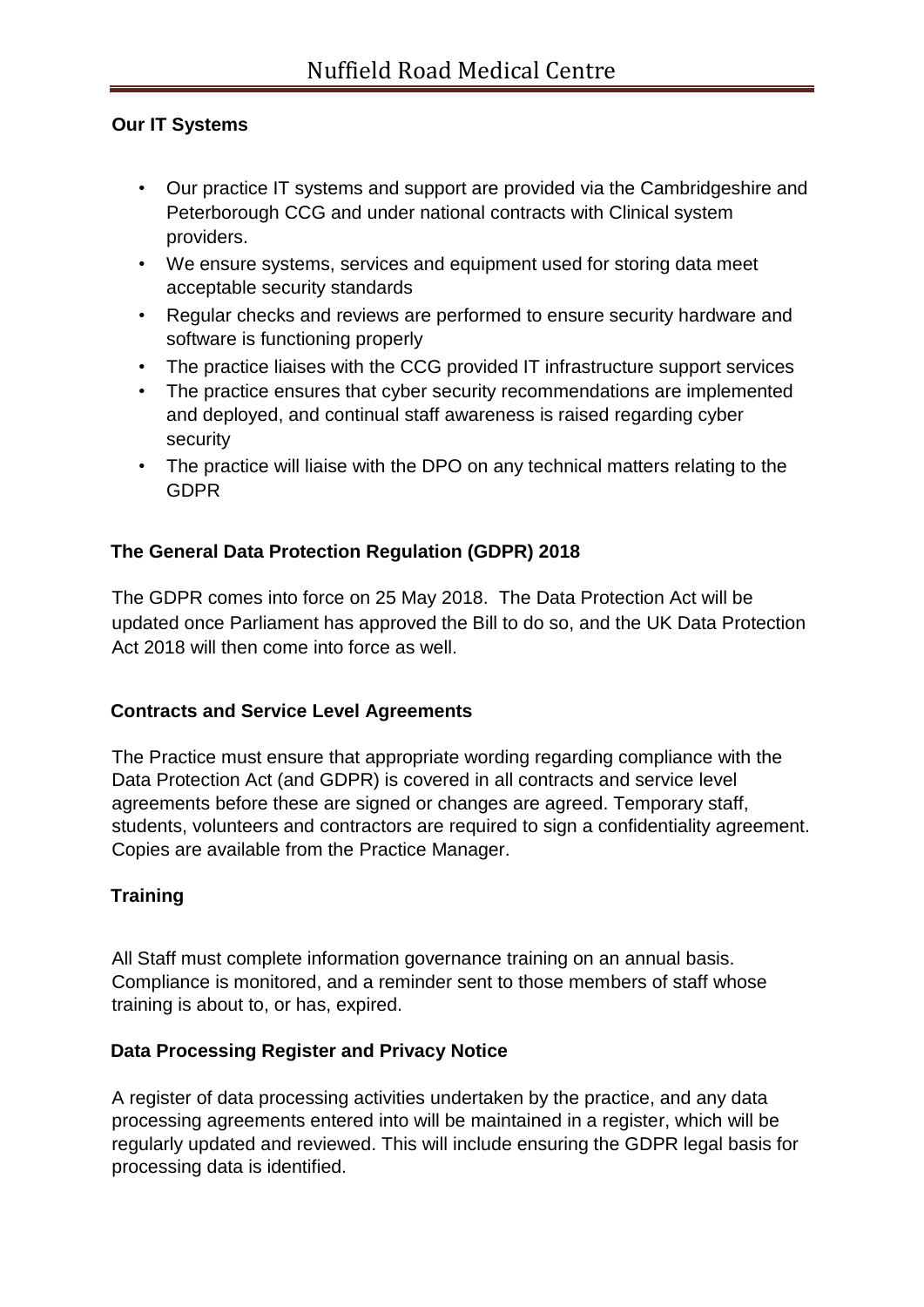## Our IT Systems

- Our practice IT systems and support are provided via the Cambridgeshire and Peterborough CCG and under national contracts with Clinical system providers.
- We ensure systems, services and equipment used for storing data meet acceptable security standards
- Regular checks and reviews are performed to ensure security hardware and software is functioning properly
- The practice liaises with the CCG provided IT infrastructure support services
- The practice ensures that cyber security recommendations are implemented and deployed, and continual staff awareness is raised regarding cyber security
- The practice will liaise with the DPO on any technical matters relating to the GDPR

## The General Data Protection Regulation (GDPR) 2018

The GDPR comes into force on 25 May 2018. The Data Protection Act will be updated once Parliament has approved the Bill to do so, and the UK Data Protection Act 2018 will then come into force as well.

## Contracts and Service Level Agreements

The Practice must ensure that appropriate wording regarding compliance with the Data Protection Act (and GDPR) is covered in all contracts and service level agreements before these are signed or changes are agreed. Temporary staff, students, volunteers and contractors are required to sign a confidentiality agreement. Copies are available from the Practice Manager.

## Training

All Staff must complete information governance training on an annual basis. Compliance is monitored, and a reminder sent to those members of staff whose training is about to, or has, expired.

## Data Processing Register and Privacy Notice

A register of data processing activities undertaken by the practice, and any data processing agreements entered into will be maintained in a register, which will be regularly updated and reviewed. This will include ensuring the GDPR legal basis for processing data is identified.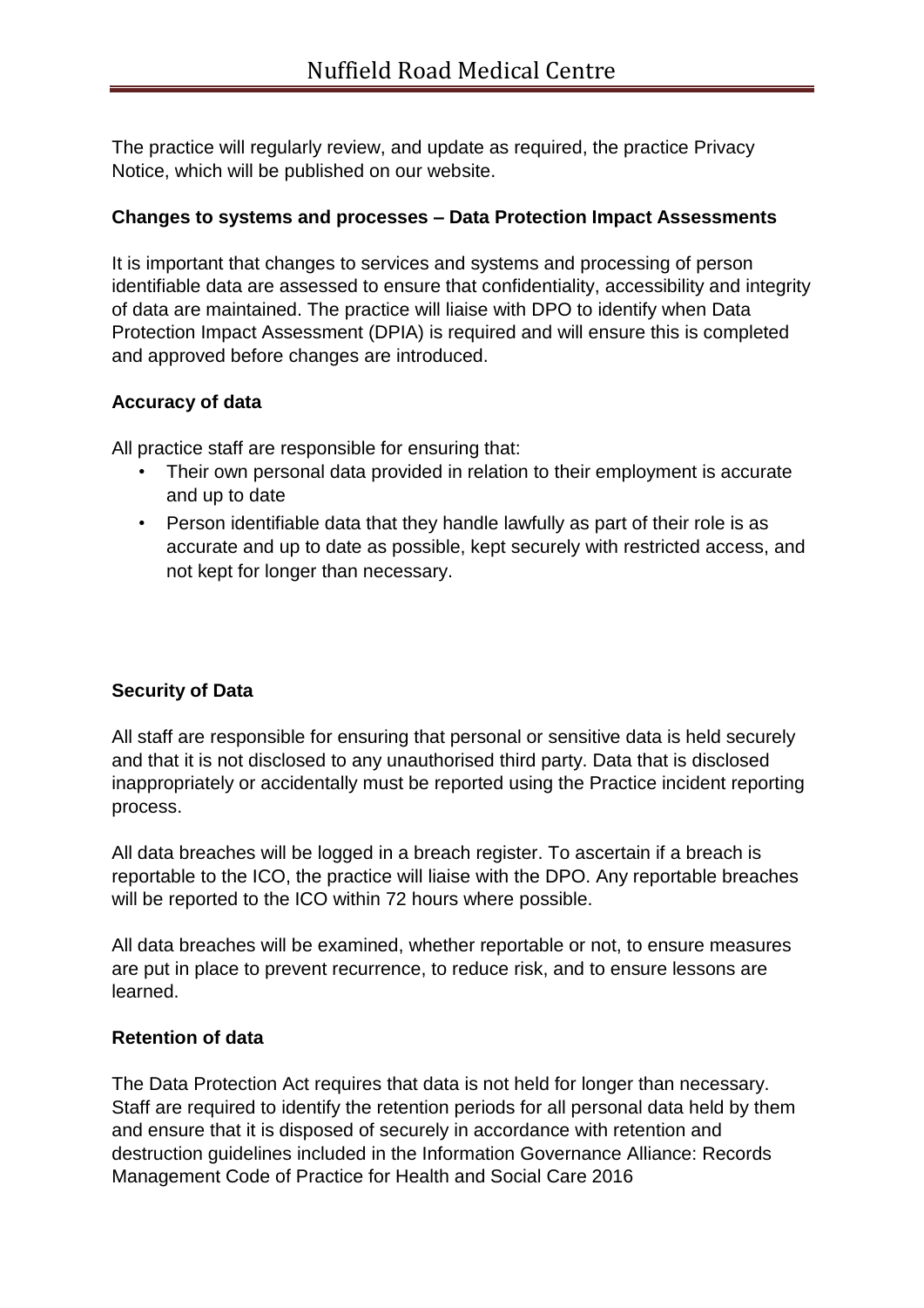The practice will regularly review, and update as required, the practice Privacy Notice, which will be published on our website.

**Changes to systems and processes – Data Protection Impact Assessments**

It is important that changes to services and systems and processing of person identifiable data are assessed to ensure that confidentiality, accessibility and integrity of data are maintained. The practice will liaise with DPO to identify when Data Protection Impact Assessment (DPIA) is required and will ensure this is completed and approved before changes are introduced.

**Accuracy of data**

All practice staff are responsible for ensuring that:

- Their own personal data provided in relation to their employment is accurate and up to date
- Person identifiable data that they handle lawfully as part of their role is as accurate and up to date as possible, kept securely with restricted access, and not kept for longer than necessary.

**Security of Data**

All staff are responsible for ensuring that personal or sensitive data is held securely and that it is not disclosed to any unauthorised third party. Data that is disclosed inappropriately or accidentally must be reported using the Practice incident reporting process.

All data breaches will be logged in a breach register. To ascertain if a breach is reportable to the ICO, the practice will liaise with the DPO. Any reportable breaches will be reported to the ICO within 72 hours where possible.

All data breaches will be examined, whether reportable or not, to ensure measures are put in place to prevent recurrence, to reduce risk, and to ensure lessons are learned.

**Retention of data**

The Data Protection Act requires that data is not held for longer than necessary. Staff are required to identify the retention periods for all personal data held by them and ensure that it is disposed of securely in accordance with retention and destruction guidelines included in the Information Governance Alliance: Records Management Code of Practice for Health and Social Care 2016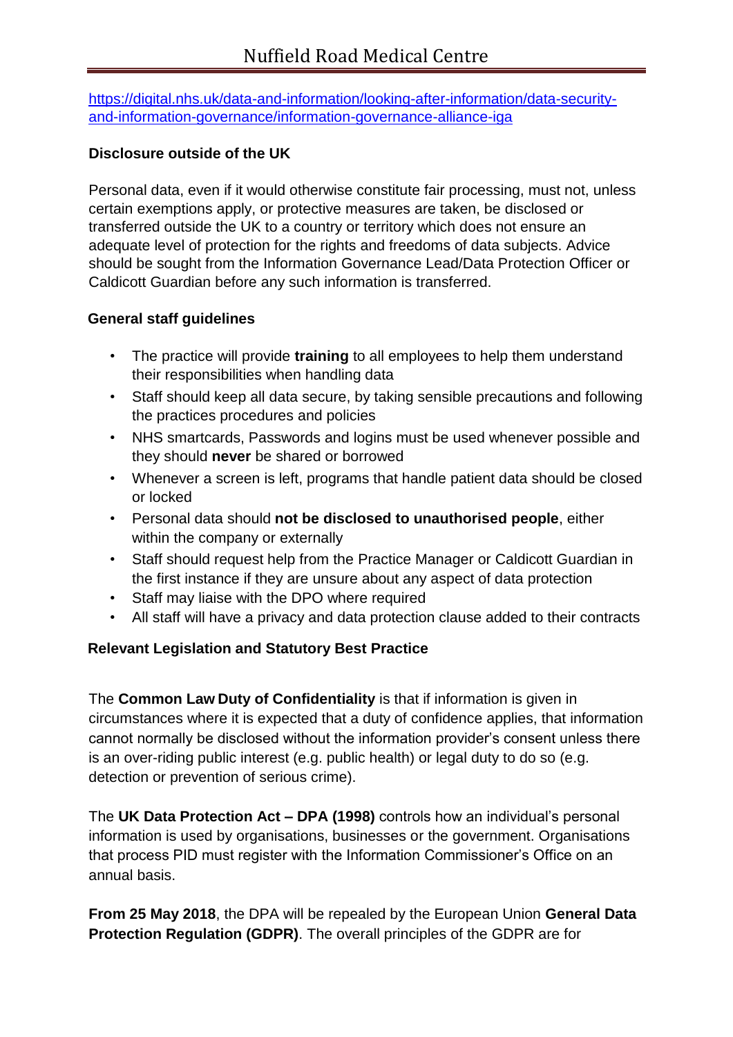https://digital.nhs.uk/data-and-information/looking-after-information/data-security-and-information-governance/information-governance-alliance-iga

**Disclosure outside of the UK**

Personal data, even if it would otherwise constitute fair processing, must not, unless certain exemptions apply, or protective measures are taken, be disclosed or transferred outside the UK to a country or territory which does not ensure an adequate level of protection for the rights and freedoms of data subjects. Advice should be sought from the Information Governance Lead/Data Protection Officer or Caldicott Guardian before any such information is transferred.

**General staff guidelines**

- The practice will provide **training** to all employees to help them understand their responsibilities when handling data
- Staff should keep all data secure, by taking sensible precautions and following the practices procedures and policies
- NHS smartcards, Passwords and logins must be used whenever possible and they should **never** be shared or borrowed
- Whenever a screen is left, programs that handle patient data should be closed or locked
- Personal data should **not be disclosed to unauthorised people**, either within the company or externally
- Staff should request help from the Practice Manager or Caldicott Guardian in the first instance if they are unsure about any aspect of data protection
- Staff may liaise with the DPO where required
- All staff will have a privacy and data protection clause added to their contracts

**Relevant Legislation and Statutory Best Practice**

The **Common Law Duty of Confidentiality** is that if information is given in circumstances where it is expected that a duty of confidence applies, that information cannot normally be disclosed without the information provider's consent unless there is an over-riding public interest (e.g. public health) or legal duty to do so (e.g. detection or prevention of serious crime).

The **UK Data Protection Act – DPA (1998)** controls how an individual's personal information is used by organisations, businesses or the government. Organisations that process PID must register with the Information Commissioner's Office on an annual basis.

**From 25 May 2018**, the DPA will be repealed by the European Union **General Data Protection Regulation (GDPR)**. The overall principles of the GDPR are for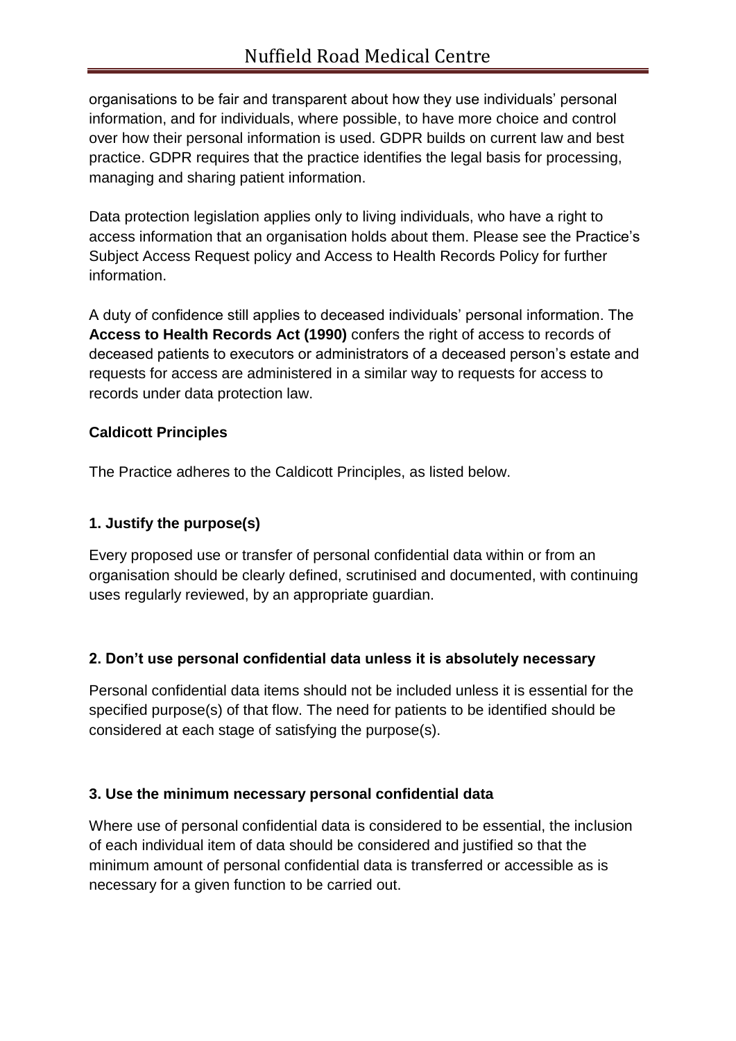organisations to be fair and transparent about how they use individuals' personal information, and for individuals, where possible, to have more choice and control over how their personal information is used. GDPR builds on current law and best practice. GDPR requires that the practice identifies the legal basis for processing, managing and sharing patient information.

Data protection legislation applies only to living individuals, who have a right to access information that an organisation holds about them. Please see the Practice's Subject Access Request policy and Access to Health Records Policy for further information.

A duty of confidence still applies to deceased individuals' personal information. The **Access to Health Records Act (1990)** confers the right of access to records of deceased patients to executors or administrators of a deceased person's estate and requests for access are administered in a similar way to requests for access to records under data protection law.

**Caldicott Principles**

The Practice adheres to the Caldicott Principles, as listed below.

**1. Justify the purpose(s)**

Every proposed use or transfer of personal confidential data within or from an organisation should be clearly defined, scrutinised and documented, with continuing uses regularly reviewed, by an appropriate guardian.

**2. Don't use personal confidential data unless it is absolutely necessary**

Personal confidential data items should not be included unless it is essential for the specified purpose(s) of that flow. The need for patients to be identified should be considered at each stage of satisfying the purpose(s).

**3. Use the minimum necessary personal confidential data**

Where use of personal confidential data is considered to be essential, the inclusion of each individual item of data should be considered and justified so that the minimum amount of personal confidential data is transferred or accessible as is necessary for a given function to be carried out.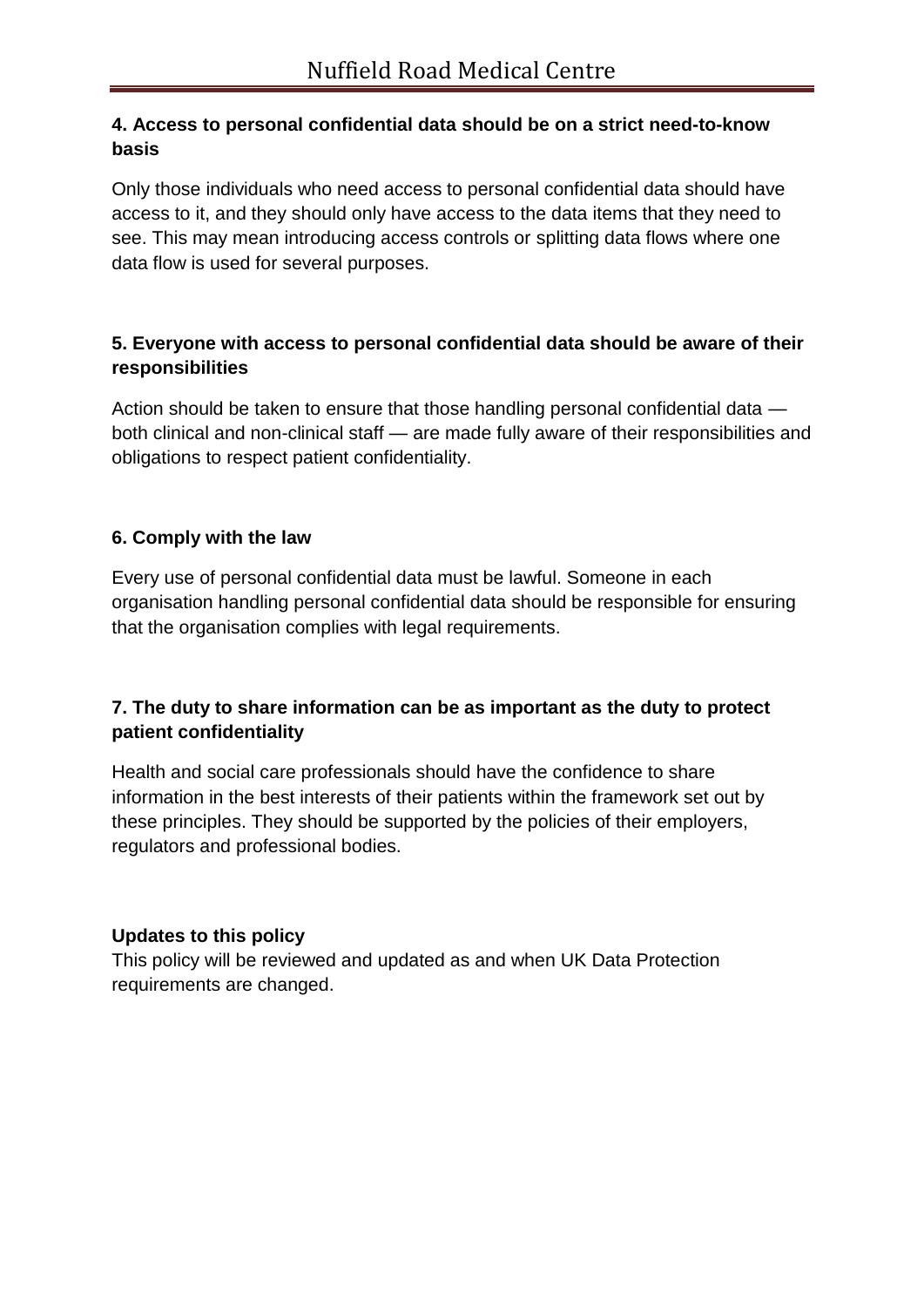### 4. Access to personal confidential data should be on a strict need-to-know basis

Only those individuals who need access to personal confidential data should have access to it, and they should only have access to the data items that they need to see. This may mean introducing access controls or splitting data flows where one data flow is used for several purposes.

### 5. Everyone with access to personal confidential data should be aware of their responsibilities

Action should be taken to ensure that those handling personal confidential data — both clinical and non-clinical staff — are made fully aware of their responsibilities and obligations to respect patient confidentiality.

### 6. Comply with the law

Every use of personal confidential data must be lawful. Someone in each organisation handling personal confidential data should be responsible for ensuring that the organisation complies with legal requirements.

### 7. The duty to share information can be as important as the duty to protect patient confidentiality

Health and social care professionals should have the confidence to share information in the best interests of their patients within the framework set out by these principles. They should be supported by the policies of their employers, regulators and professional bodies.

**Updates to this policy**

This policy will be reviewed and updated as and when UK Data Protection requirements are changed.